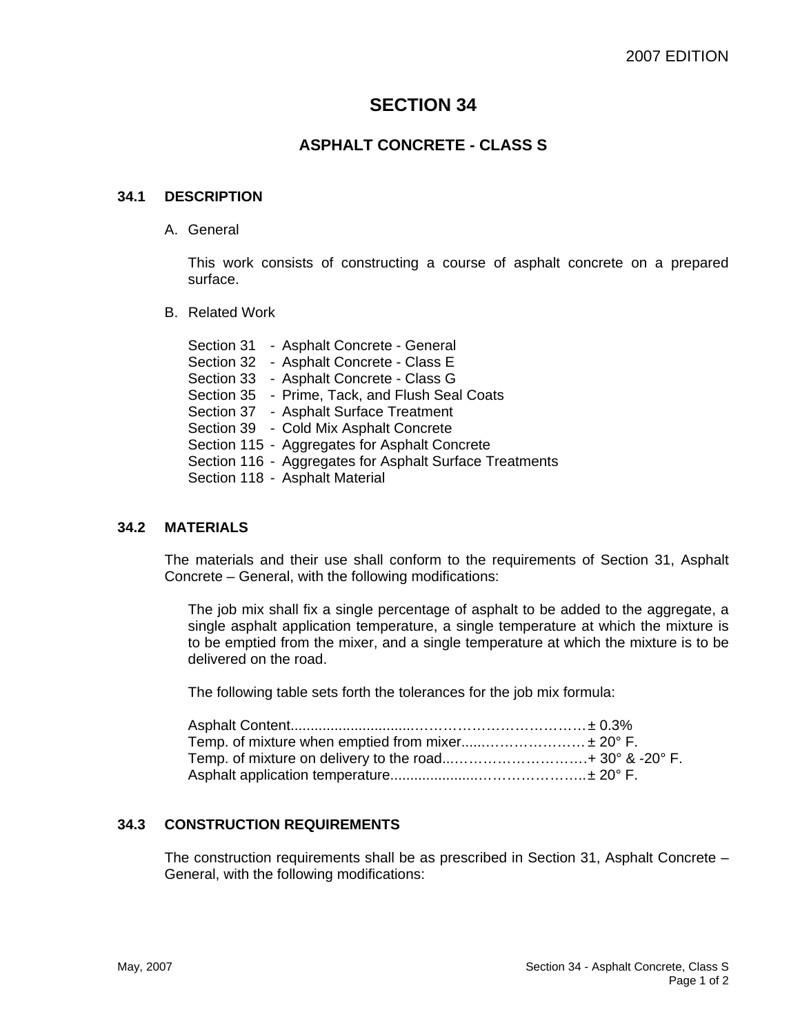# SECTION 34

## ASPHALT CONCRETE - CLASS S

### 34.1 DESCRIPTION

A. General

This work consists of constructing a course of asphalt concrete on a prepared surface.

B. Related Work

Section 31 - Asphalt Concrete - General
Section 32 - Asphalt Concrete - Class E
Section 33 - Asphalt Concrete - Class G
Section 35 - Prime, Tack, and Flush Seal Coats
Section 37 - Asphalt Surface Treatment
Section 39 - Cold Mix Asphalt Concrete
Section 115 - Aggregates for Asphalt Concrete
Section 116 - Aggregates for Asphalt Surface Treatments
Section 118 - Asphalt Material

### 34.2 MATERIALS

The materials and their use shall conform to the requirements of Section 31, Asphalt Concrete – General, with the following modifications:

The job mix shall fix a single percentage of asphalt to be added to the aggregate, a single asphalt application temperature, a single temperature at which the mixture is to be emptied from the mixer, and a single temperature at which the mixture is to be delivered on the road.

The following table sets forth the tolerances for the job mix formula:

| Item | Tolerance |
|---|---|
| Asphalt Content | ± 0.3% |
| Temp. of mixture when emptied from mixer | ± 20° F. |
| Temp. of mixture on delivery to the road | + 30° & -20° F. |
| Asphalt application temperature | ± 20° F. |

### 34.3 CONSTRUCTION REQUIREMENTS

The construction requirements shall be as prescribed in Section 31, Asphalt Concrete – General, with the following modifications: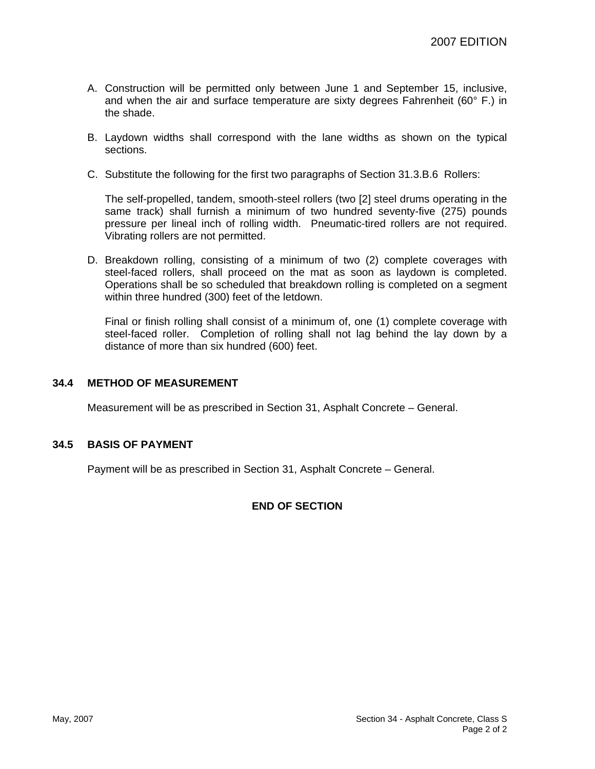A. Construction will be permitted only between June 1 and September 15, inclusive, and when the air and surface temperature are sixty degrees Fahrenheit (60° F.) in the shade.

B. Laydown widths shall correspond with the lane widths as shown on the typical sections.

C. Substitute the following for the first two paragraphs of Section 31.3.B.6 Rollers:

   The self-propelled, tandem, smooth-steel rollers (two [2] steel drums operating in the same track) shall furnish a minimum of two hundred seventy-five (275) pounds pressure per lineal inch of rolling width. Pneumatic-tired rollers are not required. Vibrating rollers are not permitted.

D. Breakdown rolling, consisting of a minimum of two (2) complete coverages with steel-faced rollers, shall proceed on the mat as soon as laydown is completed. Operations shall be so scheduled that breakdown rolling is completed on a segment within three hundred (300) feet of the letdown.

   Final or finish rolling shall consist of a minimum of, one (1) complete coverage with steel-faced roller. Completion of rolling shall not lag behind the lay down by a distance of more than six hundred (600) feet.

## 34.4 METHOD OF MEASUREMENT

Measurement will be as prescribed in Section 31, Asphalt Concrete – General.

## 34.5 BASIS OF PAYMENT

Payment will be as prescribed in Section 31, Asphalt Concrete – General.

**END OF SECTION**